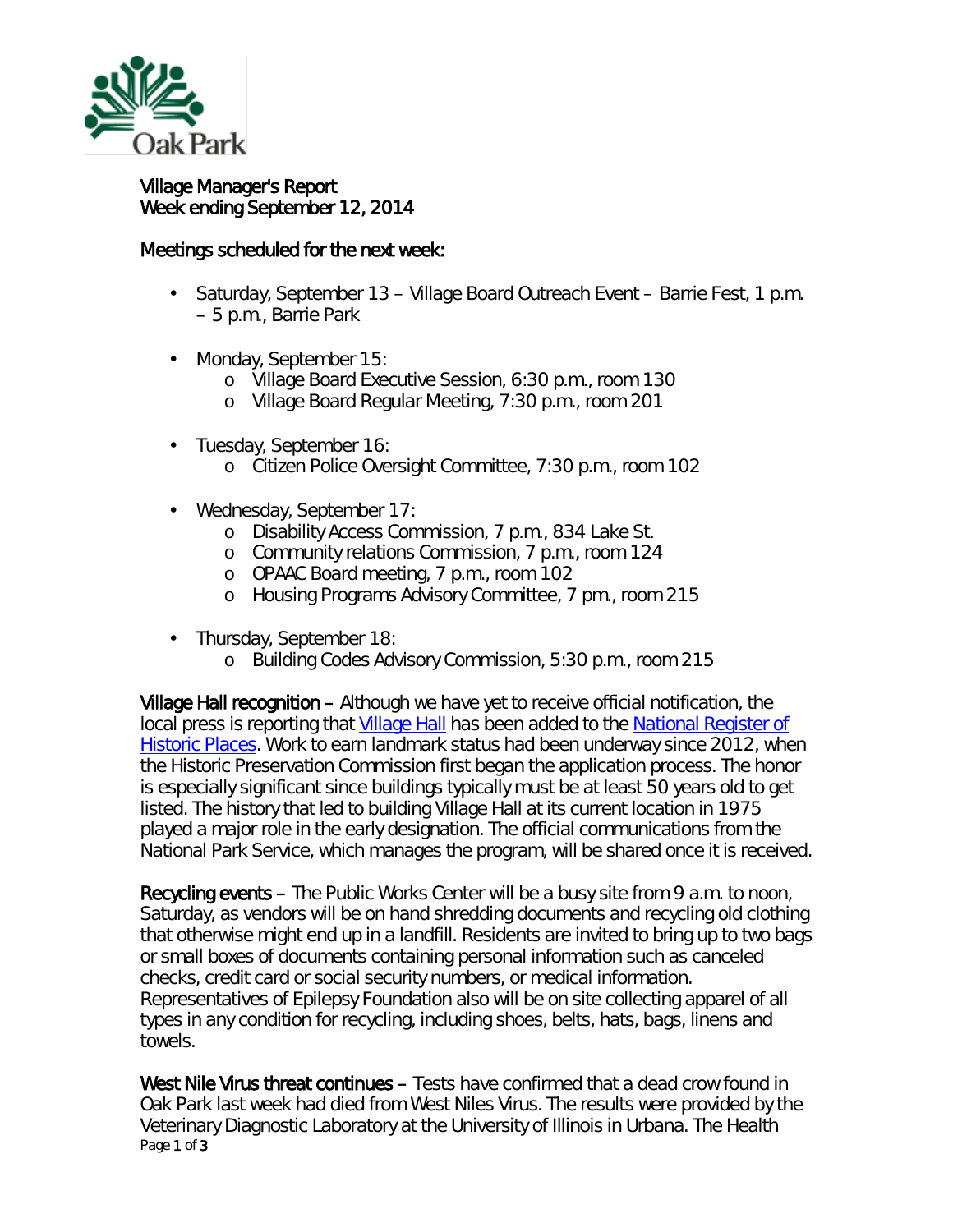Oak Park

# Village Manager's Report
Week ending September 12, 2014

## Meetings scheduled for the next week:

- Saturday, September 13 – Village Board Outreach Event – Barrie Fest, 1 p.m. – 5 p.m., Barrie Park
- Monday, September 15:
  - Village Board Executive Session, 6:30 p.m., room 130
  - Village Board Regular Meeting, 7:30 p.m., room 201
- Tuesday, September 16:
  - Citizen Police Oversight Committee, 7:30 p.m., room 102
- Wednesday, September 17:
  - Disability Access Commission, 7 p.m., 834 Lake St.
  - Community relations Commission, 7 p.m., room 124
  - OPAAC Board meeting, 7 p.m., room 102
  - Housing Programs Advisory Committee, 7 pm., room 215
- Thursday, September 18:
  - Building Codes Advisory Commission, 5:30 p.m., room 215

**Village Hall recognition** – Although we have yet to receive official notification, the local press is reporting that Village Hall has been added to the National Register of Historic Places. Work to earn landmark status had been underway since 2012, when the Historic Preservation Commission first began the application process. The honor is especially significant since buildings typically must be at least 50 years old to get listed. The history that led to building Village Hall at its current location in 1975 played a major role in the early designation. The official communications from the National Park Service, which manages the program, will be shared once it is received.

**Recycling events** – The Public Works Center will be a busy site from 9 a.m. to noon, Saturday, as vendors will be on hand shredding documents and recycling old clothing that otherwise might end up in a landfill. Residents are invited to bring up to two bags or small boxes of documents containing personal information such as canceled checks, credit card or social security numbers, or medical information. Representatives of Epilepsy Foundation also will be on site collecting apparel of all types in any condition for recycling, including shoes, belts, hats, bags, linens and towels.

**West Nile Virus threat continues** – Tests have confirmed that a dead crow found in Oak Park last week had died from West Niles Virus. The results were provided by the Veterinary Diagnostic Laboratory at the University of Illinois in Urbana. The Health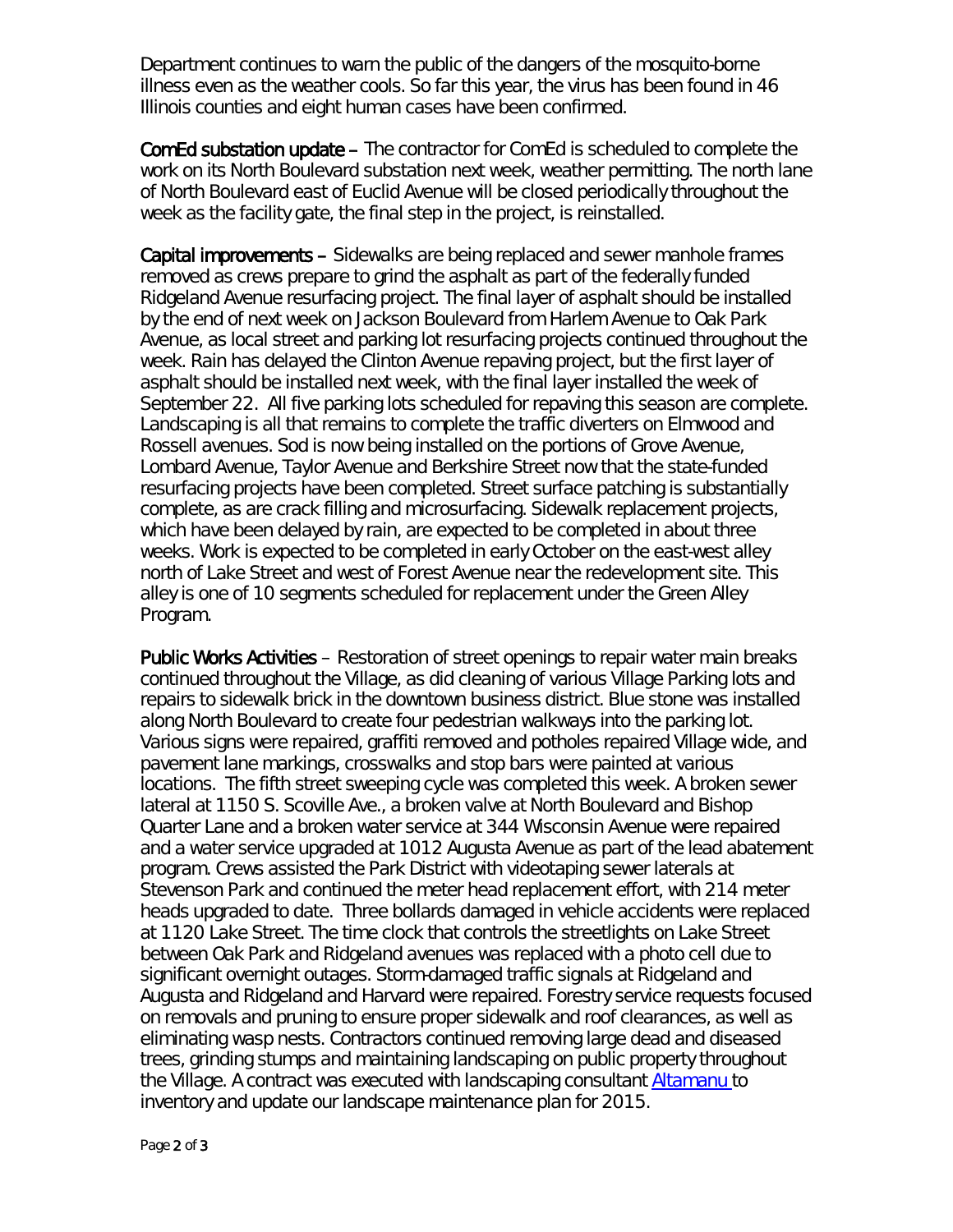Department continues to warn the public of the dangers of the mosquito-borne illness even as the weather cools. So far this year, the virus has been found in 46 Illinois counties and eight human cases have been confirmed.

**ComEd substation update** – The contractor for ComEd is scheduled to complete the work on its North Boulevard substation next week, weather permitting. The north lane of North Boulevard east of Euclid Avenue will be closed periodically throughout the week as the facility gate, the final step in the project, is reinstalled.

**Capital improvements** – Sidewalks are being replaced and sewer manhole frames removed as crews prepare to grind the asphalt as part of the federally funded Ridgeland Avenue resurfacing project. The final layer of asphalt should be installed by the end of next week on Jackson Boulevard from Harlem Avenue to Oak Park Avenue, as local street and parking lot resurfacing projects continued throughout the week. Rain has delayed the Clinton Avenue repaving project, but the first layer of asphalt should be installed next week, with the final layer installed the week of September 22. All five parking lots scheduled for repaving this season are complete. Landscaping is all that remains to complete the traffic diverters on Elmwood and Rossell avenues. Sod is now being installed on the portions of Grove Avenue, Lombard Avenue, Taylor Avenue and Berkshire Street now that the state-funded resurfacing projects have been completed. Street surface patching is substantially complete, as are crack filling and microsurfacing. Sidewalk replacement projects, which have been delayed by rain, are expected to be completed in about three weeks. Work is expected to be completed in early October on the east-west alley north of Lake Street and west of Forest Avenue near the redevelopment site. This alley is one of 10 segments scheduled for replacement under the Green Alley Program.

**Public Works Activities** – Restoration of street openings to repair water main breaks continued throughout the Village, as did cleaning of various Village Parking lots and repairs to sidewalk brick in the downtown business district. Blue stone was installed along North Boulevard to create four pedestrian walkways into the parking lot. Various signs were repaired, graffiti removed and potholes repaired Village wide, and pavement lane markings, crosswalks and stop bars were painted at various locations. The fifth street sweeping cycle was completed this week. A broken sewer lateral at 1150 S. Scoville Ave., a broken valve at North Boulevard and Bishop Quarter Lane and a broken water service at 344 Wisconsin Avenue were repaired and a water service upgraded at 1012 Augusta Avenue as part of the lead abatement program. Crews assisted the Park District with videotaping sewer laterals at Stevenson Park and continued the meter head replacement effort, with 214 meter heads upgraded to date. Three bollards damaged in vehicle accidents were replaced at 1120 Lake Street. The time clock that controls the streetlights on Lake Street between Oak Park and Ridgeland avenues was replaced with a photo cell due to significant overnight outages. Storm-damaged traffic signals at Ridgeland and Augusta and Ridgeland and Harvard were repaired. Forestry service requests focused on removals and pruning to ensure proper sidewalk and roof clearances, as well as eliminating wasp nests. Contractors continued removing large dead and diseased trees, grinding stumps and maintaining landscaping on public property throughout the Village. A contract was executed with landscaping consultant Altamanu to inventory and update our landscape maintenance plan for 2015.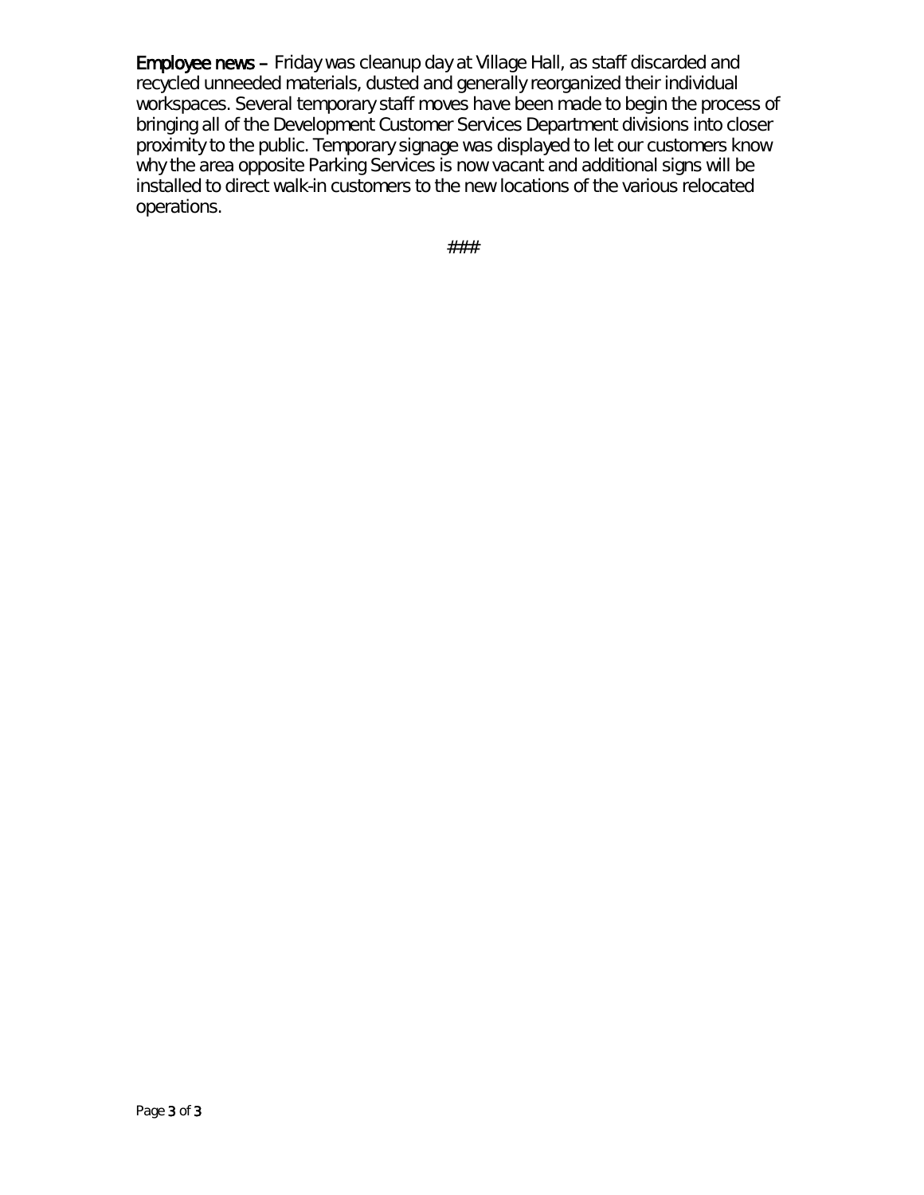**Employee news** – Friday was cleanup day at Village Hall, as staff discarded and recycled unneeded materials, dusted and generally reorganized their individual workspaces. Several temporary staff moves have been made to begin the process of bringing all of the Development Customer Services Department divisions into closer proximity to the public. Temporary signage was displayed to let our customers know why the area opposite Parking Services is now vacant and additional signs will be installed to direct walk-in customers to the new locations of the various relocated operations.

###